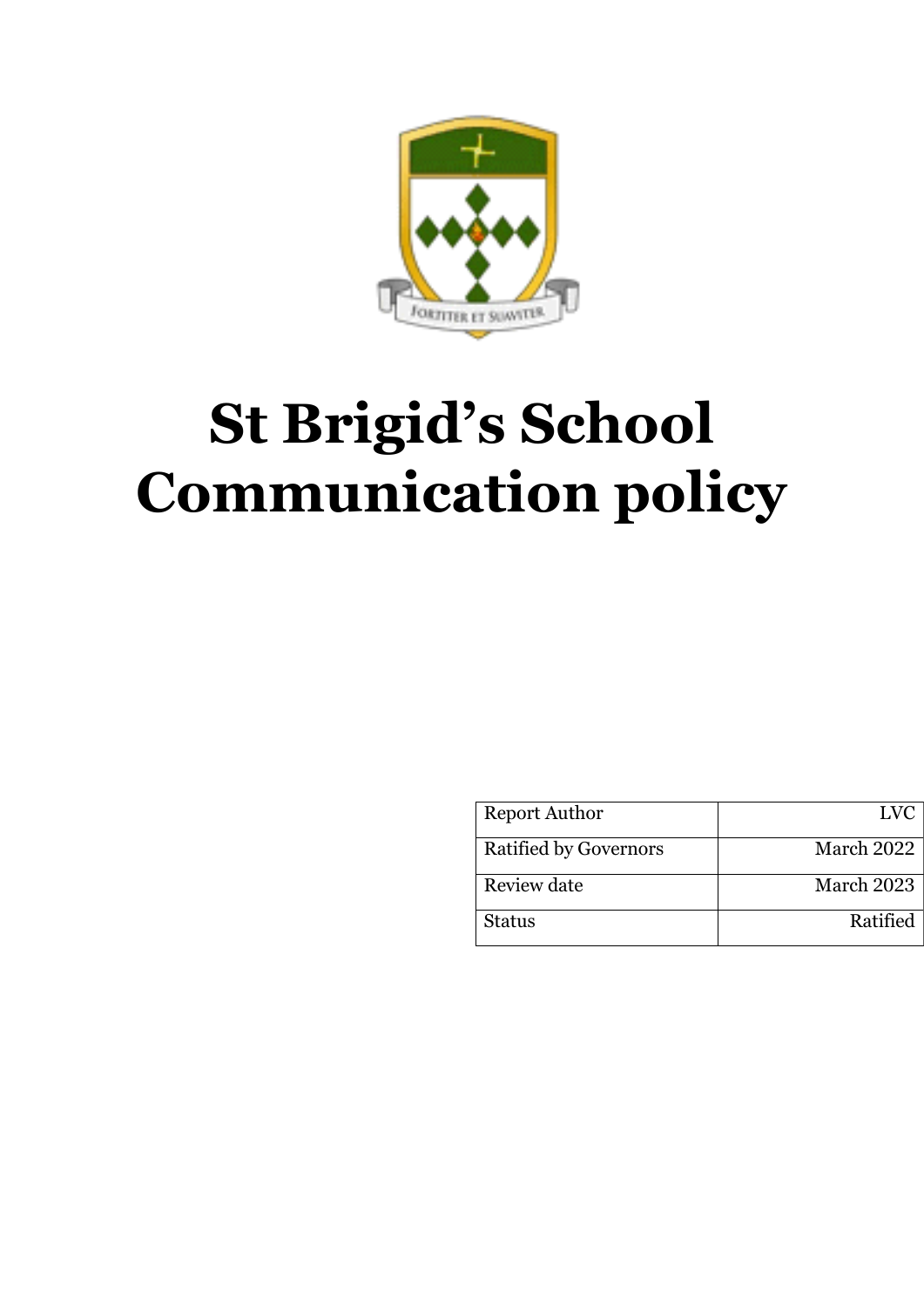# St Brigid's School Communication policy

| Report Author | LVC |
|---|---|
| Ratified by Governors | March 2022 |
| Review date | March 2023 |
| Status | Ratified |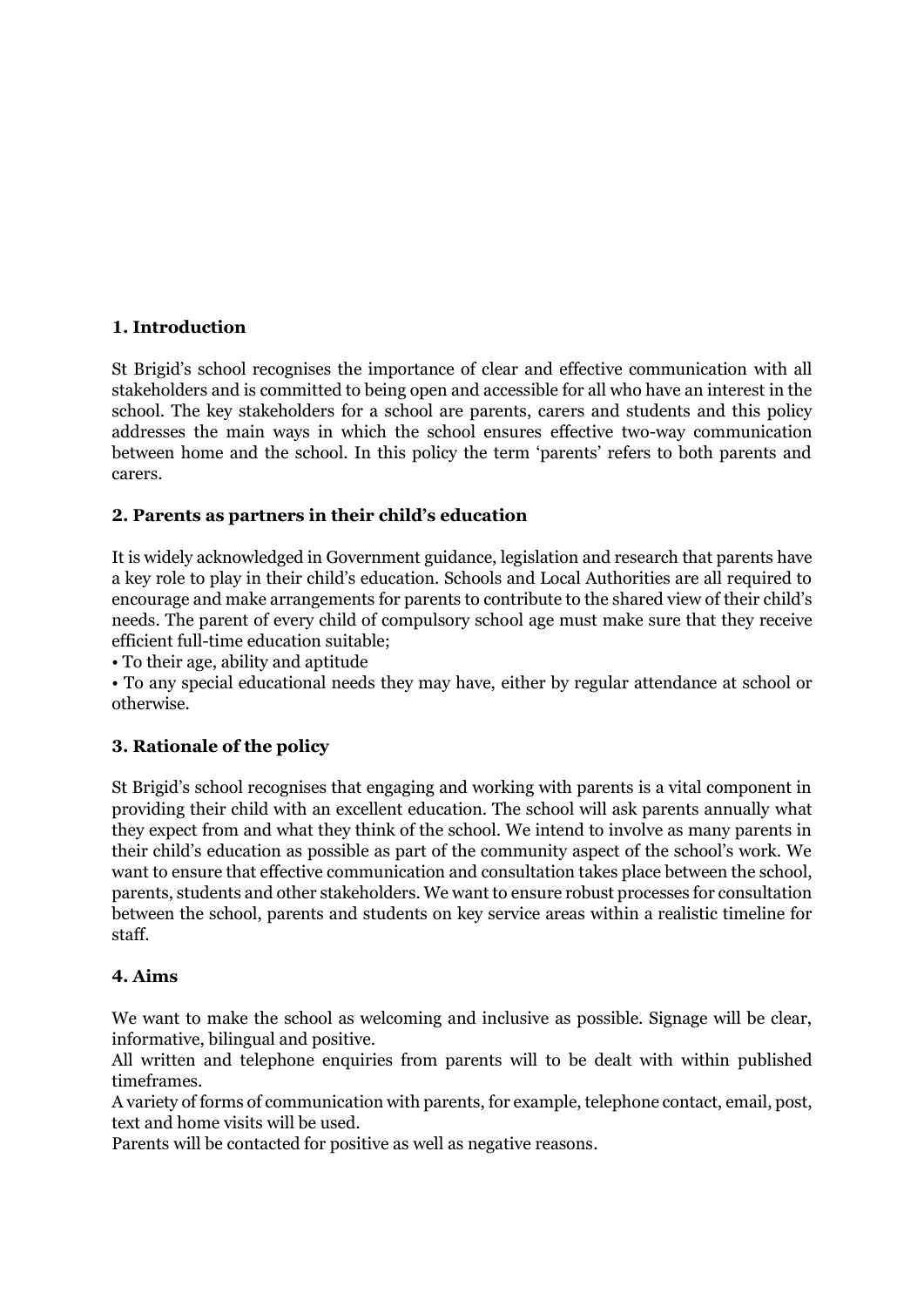## 1. Introduction

St Brigid's school recognises the importance of clear and effective communication with all stakeholders and is committed to being open and accessible for all who have an interest in the school. The key stakeholders for a school are parents, carers and students and this policy addresses the main ways in which the school ensures effective two-way communication between home and the school. In this policy the term 'parents' refers to both parents and carers.

## 2. Parents as partners in their child's education

It is widely acknowledged in Government guidance, legislation and research that parents have a key role to play in their child's education. Schools and Local Authorities are all required to encourage and make arrangements for parents to contribute to the shared view of their child's needs. The parent of every child of compulsory school age must make sure that they receive efficient full-time education suitable;

- To their age, ability and aptitude
- To any special educational needs they may have, either by regular attendance at school or otherwise.

## 3. Rationale of the policy

St Brigid's school recognises that engaging and working with parents is a vital component in providing their child with an excellent education. The school will ask parents annually what they expect from and what they think of the school. We intend to involve as many parents in their child's education as possible as part of the community aspect of the school's work. We want to ensure that effective communication and consultation takes place between the school, parents, students and other stakeholders. We want to ensure robust processes for consultation between the school, parents and students on key service areas within a realistic timeline for staff.

## 4. Aims

We want to make the school as welcoming and inclusive as possible. Signage will be clear, informative, bilingual and positive.

All written and telephone enquiries from parents will to be dealt with within published timeframes.

A variety of forms of communication with parents, for example, telephone contact, email, post, text and home visits will be used.

Parents will be contacted for positive as well as negative reasons.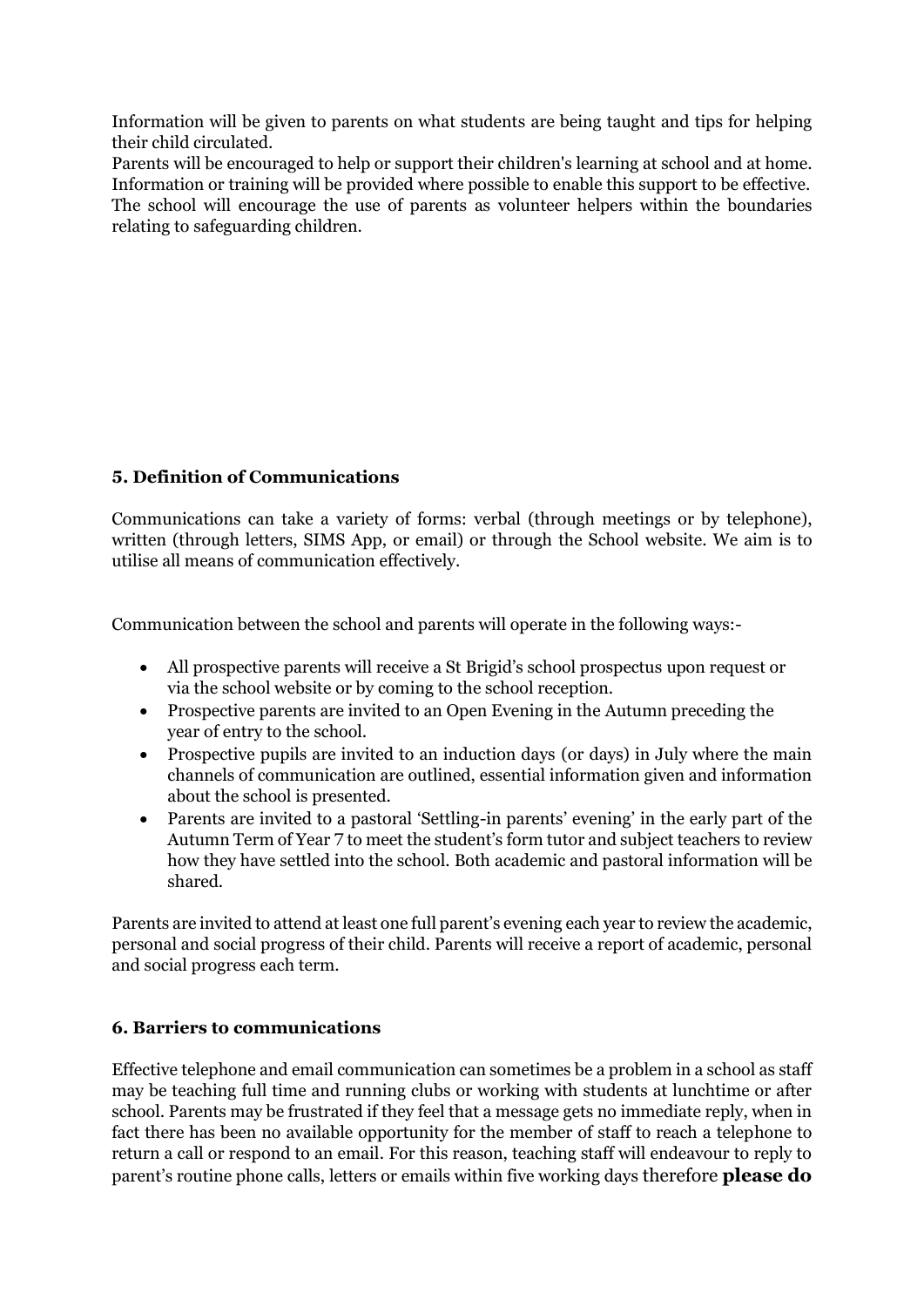Information will be given to parents on what students are being taught and tips for helping their child circulated.
Parents will be encouraged to help or support their children's learning at school and at home. Information or training will be provided where possible to enable this support to be effective. The school will encourage the use of parents as volunteer helpers within the boundaries relating to safeguarding children.

### 5. Definition of Communications

Communications can take a variety of forms: verbal (through meetings or by telephone), written (through letters, SIMS App, or email) or through the School website. We aim is to utilise all means of communication effectively.

Communication between the school and parents will operate in the following ways:-

- All prospective parents will receive a St Brigid's school prospectus upon request or via the school website or by coming to the school reception.
- Prospective parents are invited to an Open Evening in the Autumn preceding the year of entry to the school.
- Prospective pupils are invited to an induction days (or days) in July where the main channels of communication are outlined, essential information given and information about the school is presented.
- Parents are invited to a pastoral 'Settling-in parents' evening' in the early part of the Autumn Term of Year 7 to meet the student's form tutor and subject teachers to review how they have settled into the school. Both academic and pastoral information will be shared.

Parents are invited to attend at least one full parent's evening each year to review the academic, personal and social progress of their child. Parents will receive a report of academic, personal and social progress each term.

### 6. Barriers to communications

Effective telephone and email communication can sometimes be a problem in a school as staff may be teaching full time and running clubs or working with students at lunchtime or after school. Parents may be frustrated if they feel that a message gets no immediate reply, when in fact there has been no available opportunity for the member of staff to reach a telephone to return a call or respond to an email. For this reason, teaching staff will endeavour to reply to parent's routine phone calls, letters or emails within five working days therefore **please do**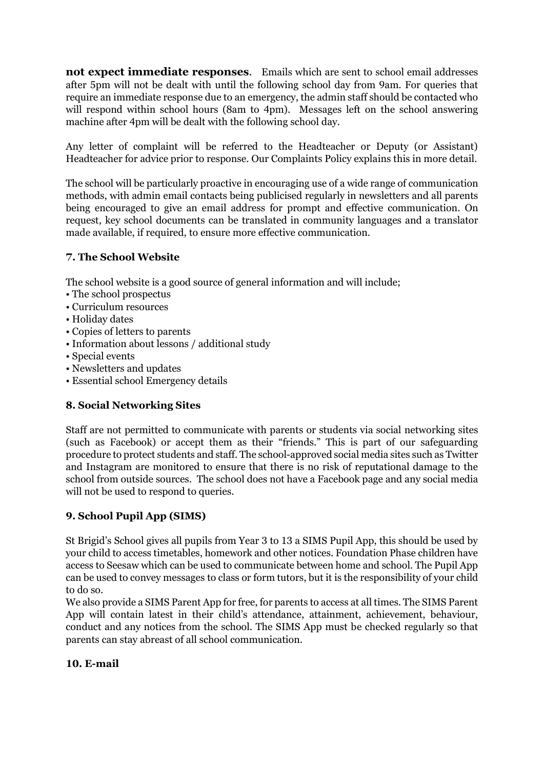**not expect immediate responses**. Emails which are sent to school email addresses after 5pm will not be dealt with until the following school day from 9am. For queries that require an immediate response due to an emergency, the admin staff should be contacted who will respond within school hours (8am to 4pm). Messages left on the school answering machine after 4pm will be dealt with the following school day.

Any letter of complaint will be referred to the Headteacher or Deputy (or Assistant) Headteacher for advice prior to response. Our Complaints Policy explains this in more detail.

The school will be particularly proactive in encouraging use of a wide range of communication methods, with admin email contacts being publicised regularly in newsletters and all parents being encouraged to give an email address for prompt and effective communication. On request, key school documents can be translated in community languages and a translator made available, if required, to ensure more effective communication.

### 7. The School Website

The school website is a good source of general information and will include;

- The school prospectus
- Curriculum resources
- Holiday dates
- Copies of letters to parents
- Information about lessons / additional study
- Special events
- Newsletters and updates
- Essential school Emergency details

### 8. Social Networking Sites

Staff are not permitted to communicate with parents or students via social networking sites (such as Facebook) or accept them as their "friends." This is part of our safeguarding procedure to protect students and staff. The school-approved social media sites such as Twitter and Instagram are monitored to ensure that there is no risk of reputational damage to the school from outside sources. The school does not have a Facebook page and any social media will not be used to respond to queries.

### 9. School Pupil App (SIMS)

St Brigid's School gives all pupils from Year 3 to 13 a SIMS Pupil App, this should be used by your child to access timetables, homework and other notices. Foundation Phase children have access to Seesaw which can be used to communicate between home and school. The Pupil App can be used to convey messages to class or form tutors, but it is the responsibility of your child to do so.

We also provide a SIMS Parent App for free, for parents to access at all times. The SIMS Parent App will contain latest in their child's attendance, attainment, achievement, behaviour, conduct and any notices from the school. The SIMS App must be checked regularly so that parents can stay abreast of all school communication.

### 10. E-mail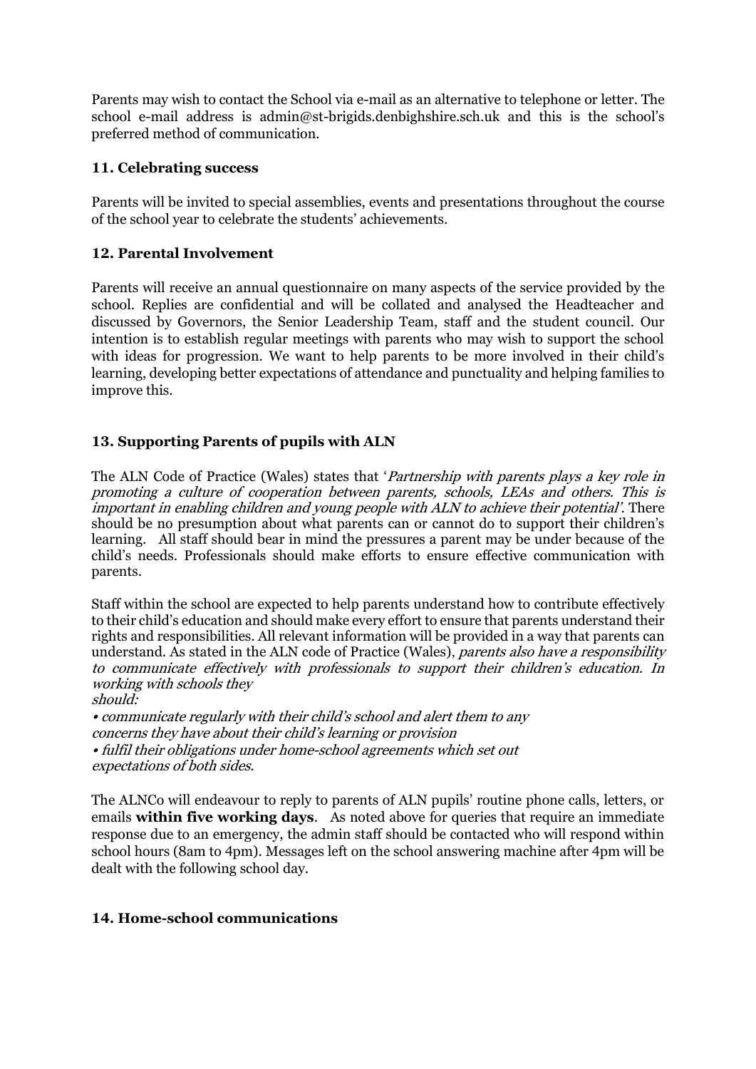Parents may wish to contact the School via e-mail as an alternative to telephone or letter. The school e-mail address is admin@st-brigids.denbighshire.sch.uk and this is the school's preferred method of communication.

### 11. Celebrating success

Parents will be invited to special assemblies, events and presentations throughout the course of the school year to celebrate the students' achievements.

### 12. Parental Involvement

Parents will receive an annual questionnaire on many aspects of the service provided by the school. Replies are confidential and will be collated and analysed the Headteacher and discussed by Governors, the Senior Leadership Team, staff and the student council. Our intention is to establish regular meetings with parents who may wish to support the school with ideas for progression. We want to help parents to be more involved in their child's learning, developing better expectations of attendance and punctuality and helping families to improve this.

### 13. Supporting Parents of pupils with ALN

The ALN Code of Practice (Wales) states that '*Partnership with parents plays a key role in promoting a culture of cooperation between parents, schools, LEAs and others. This is important in enabling children and young people with ALN to achieve their potential'*. There should be no presumption about what parents can or cannot do to support their children's learning. All staff should bear in mind the pressures a parent may be under because of the child's needs. Professionals should make efforts to ensure effective communication with parents.

Staff within the school are expected to help parents understand how to contribute effectively to their child's education and should make every effort to ensure that parents understand their rights and responsibilities. All relevant information will be provided in a way that parents can understand. As stated in the ALN code of Practice (Wales), *parents also have a responsibility to communicate effectively with professionals to support their children's education. In working with schools they should:*

- *communicate regularly with their child's school and alert them to any concerns they have about their child's learning or provision*
- *fulfil their obligations under home-school agreements which set out expectations of both sides.*

The ALNCo will endeavour to reply to parents of ALN pupils' routine phone calls, letters, or emails **within five working days**. As noted above for queries that require an immediate response due to an emergency, the admin staff should be contacted who will respond within school hours (8am to 4pm). Messages left on the school answering machine after 4pm will be dealt with the following school day.

### 14. Home-school communications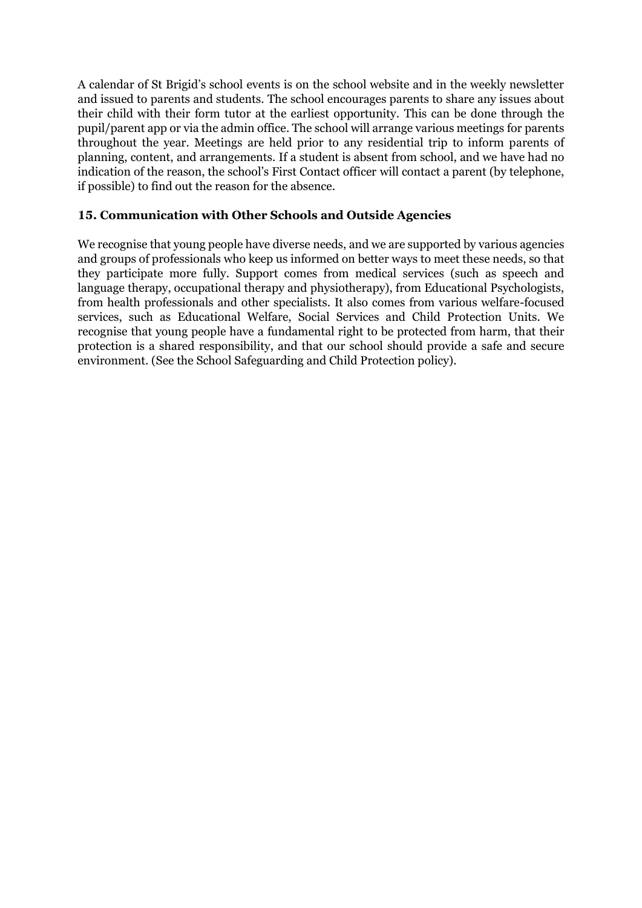A calendar of St Brigid's school events is on the school website and in the weekly newsletter and issued to parents and students. The school encourages parents to share any issues about their child with their form tutor at the earliest opportunity. This can be done through the pupil/parent app or via the admin office. The school will arrange various meetings for parents throughout the year. Meetings are held prior to any residential trip to inform parents of planning, content, and arrangements. If a student is absent from school, and we have had no indication of the reason, the school's First Contact officer will contact a parent (by telephone, if possible) to find out the reason for the absence.

### 15. Communication with Other Schools and Outside Agencies

We recognise that young people have diverse needs, and we are supported by various agencies and groups of professionals who keep us informed on better ways to meet these needs, so that they participate more fully. Support comes from medical services (such as speech and language therapy, occupational therapy and physiotherapy), from Educational Psychologists, from health professionals and other specialists. It also comes from various welfare-focused services, such as Educational Welfare, Social Services and Child Protection Units. We recognise that young people have a fundamental right to be protected from harm, that their protection is a shared responsibility, and that our school should provide a safe and secure environment. (See the School Safeguarding and Child Protection policy).